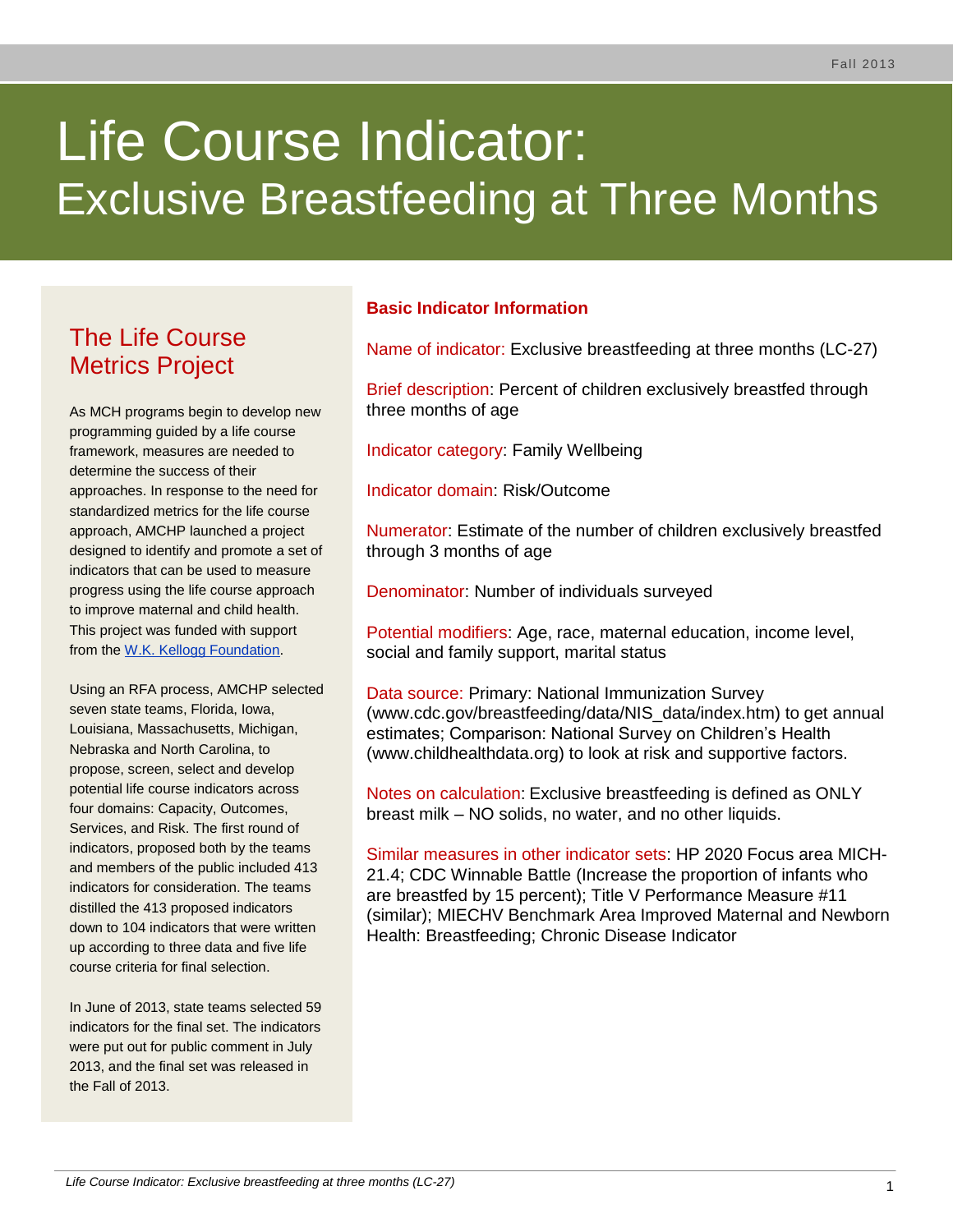# Life Course Indicator:
## Exclusive Breastfeeding at Three Months

## The Life Course Metrics Project

As MCH programs begin to develop new programming guided by a life course framework, measures are needed to determine the success of their approaches. In response to the need for standardized metrics for the life course approach, AMCHP launched a project designed to identify and promote a set of indicators that can be used to measure progress using the life course approach to improve maternal and child health. This project was funded with support from the W.K. Kellogg Foundation.

Using an RFA process, AMCHP selected seven state teams, Florida, Iowa, Louisiana, Massachusetts, Michigan, Nebraska and North Carolina, to propose, screen, select and develop potential life course indicators across four domains: Capacity, Outcomes, Services, and Risk. The first round of indicators, proposed both by the teams and members of the public included 413 indicators for consideration. The teams distilled the 413 proposed indicators down to 104 indicators that were written up according to three data and five life course criteria for final selection.

In June of 2013, state teams selected 59 indicators for the final set. The indicators were put out for public comment in July 2013, and the final set was released in the Fall of 2013.

### Basic Indicator Information

Name of indicator: Exclusive breastfeeding at three months (LC-27)

Brief description: Percent of children exclusively breastfed through three months of age

Indicator category: Family Wellbeing

Indicator domain: Risk/Outcome

Numerator: Estimate of the number of children exclusively breastfed through 3 months of age

Denominator: Number of individuals surveyed

Potential modifiers: Age, race, maternal education, income level, social and family support, marital status

Data source: Primary: National Immunization Survey (www.cdc.gov/breastfeeding/data/NIS_data/index.htm) to get annual estimates; Comparison: National Survey on Children's Health (www.childhealthdata.org) to look at risk and supportive factors.

Notes on calculation: Exclusive breastfeeding is defined as ONLY breast milk – NO solids, no water, and no other liquids.

Similar measures in other indicator sets: HP 2020 Focus area MICH-21.4; CDC Winnable Battle (Increase the proportion of infants who are breastfed by 15 percent); Title V Performance Measure #11 (similar); MIECHV Benchmark Area Improved Maternal and Newborn Health: Breastfeeding; Chronic Disease Indicator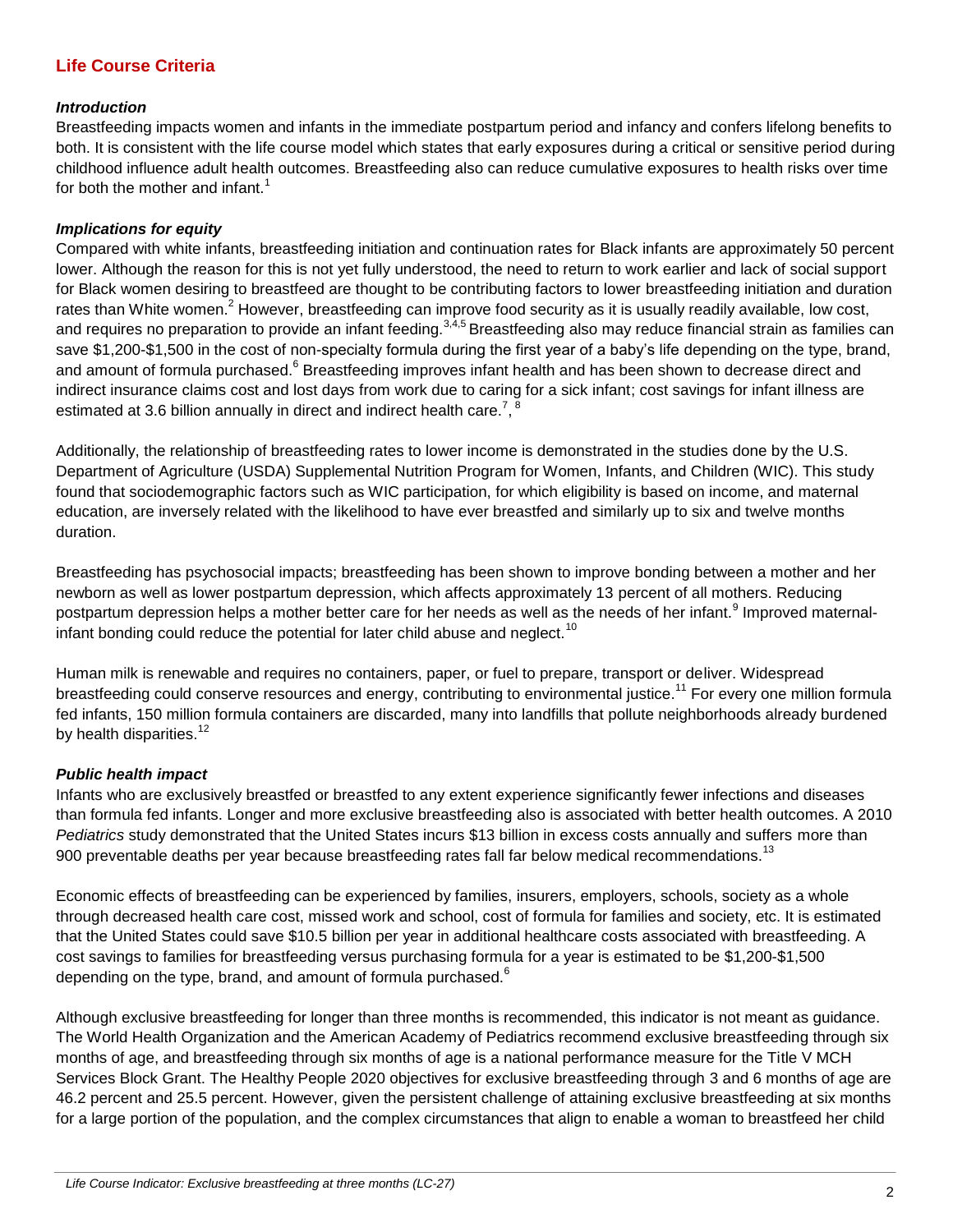## Life Course Criteria

### *Introduction*

Breastfeeding impacts women and infants in the immediate postpartum period and infancy and confers lifelong benefits to both. It is consistent with the life course model which states that early exposures during a critical or sensitive period during childhood influence adult health outcomes. Breastfeeding also can reduce cumulative exposures to health risks over time for both the mother and infant.[1]

### *Implications for equity*

Compared with white infants, breastfeeding initiation and continuation rates for Black infants are approximately 50 percent lower. Although the reason for this is not yet fully understood, the need to return to work earlier and lack of social support for Black women desiring to breastfeed are thought to be contributing factors to lower breastfeeding initiation and duration rates than White women.[2] However, breastfeeding can improve food security as it is usually readily available, low cost, and requires no preparation to provide an infant feeding.[3,4,5] Breastfeeding also may reduce financial strain as families can save $1,200-$1,500 in the cost of non-specialty formula during the first year of a baby's life depending on the type, brand, and amount of formula purchased.[6] Breastfeeding improves infant health and has been shown to decrease direct and indirect insurance claims cost and lost days from work due to caring for a sick infant; cost savings for infant illness are estimated at 3.6 billion annually in direct and indirect health care.[7], [8]

Additionally, the relationship of breastfeeding rates to lower income is demonstrated in the studies done by the U.S. Department of Agriculture (USDA) Supplemental Nutrition Program for Women, Infants, and Children (WIC). This study found that sociodemographic factors such as WIC participation, for which eligibility is based on income, and maternal education, are inversely related with the likelihood to have ever breastfed and similarly up to six and twelve months duration.

Breastfeeding has psychosocial impacts; breastfeeding has been shown to improve bonding between a mother and her newborn as well as lower postpartum depression, which affects approximately 13 percent of all mothers. Reducing postpartum depression helps a mother better care for her needs as well as the needs of her infant.[9] Improved maternal-infant bonding could reduce the potential for later child abuse and neglect.[10]

Human milk is renewable and requires no containers, paper, or fuel to prepare, transport or deliver. Widespread breastfeeding could conserve resources and energy, contributing to environmental justice.[11] For every one million formula fed infants, 150 million formula containers are discarded, many into landfills that pollute neighborhoods already burdened by health disparities.[12]

### *Public health impact*

Infants who are exclusively breastfed or breastfed to any extent experience significantly fewer infections and diseases than formula fed infants. Longer and more exclusive breastfeeding also is associated with better health outcomes. A 2010 *Pediatrics* study demonstrated that the United States incurs $13 billion in excess costs annually and suffers more than 900 preventable deaths per year because breastfeeding rates fall far below medical recommendations.[13]

Economic effects of breastfeeding can be experienced by families, insurers, employers, schools, society as a whole through decreased health care cost, missed work and school, cost of formula for families and society, etc. It is estimated that the United States could save $10.5 billion per year in additional healthcare costs associated with breastfeeding. A cost savings to families for breastfeeding versus purchasing formula for a year is estimated to be $1,200-$1,500 depending on the type, brand, and amount of formula purchased.[6]

Although exclusive breastfeeding for longer than three months is recommended, this indicator is not meant as guidance. The World Health Organization and the American Academy of Pediatrics recommend exclusive breastfeeding through six months of age, and breastfeeding through six months of age is a national performance measure for the Title V MCH Services Block Grant. The Healthy People 2020 objectives for exclusive breastfeeding through 3 and 6 months of age are 46.2 percent and 25.5 percent. However, given the persistent challenge of attaining exclusive breastfeeding at six months for a large portion of the population, and the complex circumstances that align to enable a woman to breastfeed her child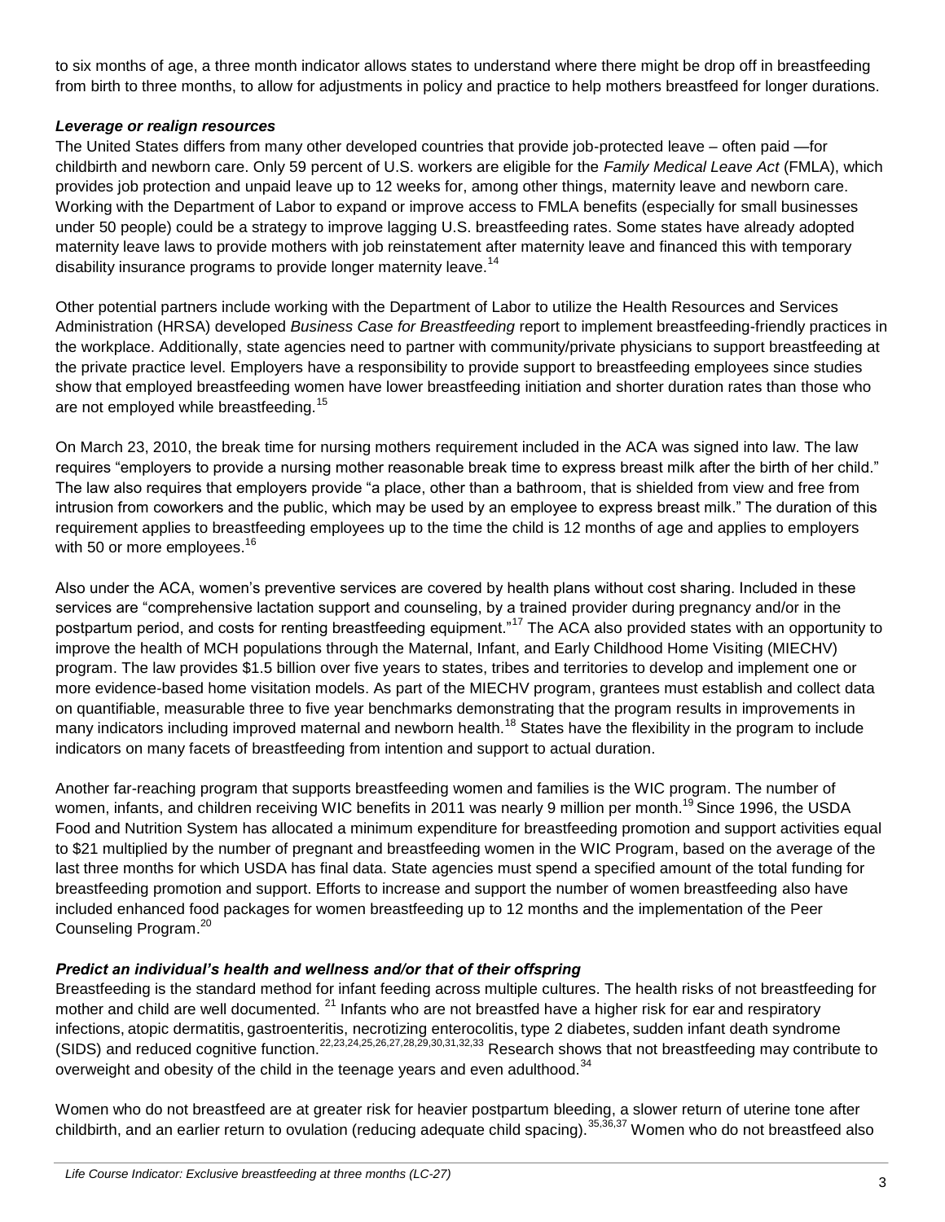to six months of age, a three month indicator allows states to understand where there might be drop off in breastfeeding from birth to three months, to allow for adjustments in policy and practice to help mothers breastfeed for longer durations.

***Leverage or realign resources***

The United States differs from many other developed countries that provide job-protected leave – often paid —for childbirth and newborn care. Only 59 percent of U.S. workers are eligible for the *Family Medical Leave Act* (FMLA), which provides job protection and unpaid leave up to 12 weeks for, among other things, maternity leave and newborn care. Working with the Department of Labor to expand or improve access to FMLA benefits (especially for small businesses under 50 people) could be a strategy to improve lagging U.S. breastfeeding rates. Some states have already adopted maternity leave laws to provide mothers with job reinstatement after maternity leave and financed this with temporary disability insurance programs to provide longer maternity leave.[14]

Other potential partners include working with the Department of Labor to utilize the Health Resources and Services Administration (HRSA) developed *Business Case for Breastfeeding* report to implement breastfeeding-friendly practices in the workplace. Additionally, state agencies need to partner with community/private physicians to support breastfeeding at the private practice level. Employers have a responsibility to provide support to breastfeeding employees since studies show that employed breastfeeding women have lower breastfeeding initiation and shorter duration rates than those who are not employed while breastfeeding.[15]

On March 23, 2010, the break time for nursing mothers requirement included in the ACA was signed into law. The law requires "employers to provide a nursing mother reasonable break time to express breast milk after the birth of her child." The law also requires that employers provide "a place, other than a bathroom, that is shielded from view and free from intrusion from coworkers and the public, which may be used by an employee to express breast milk." The duration of this requirement applies to breastfeeding employees up to the time the child is 12 months of age and applies to employers with 50 or more employees.[16]

Also under the ACA, women's preventive services are covered by health plans without cost sharing. Included in these services are "comprehensive lactation support and counseling, by a trained provider during pregnancy and/or in the postpartum period, and costs for renting breastfeeding equipment."[17] The ACA also provided states with an opportunity to improve the health of MCH populations through the Maternal, Infant, and Early Childhood Home Visiting (MIECHV) program. The law provides $1.5 billion over five years to states, tribes and territories to develop and implement one or more evidence-based home visitation models. As part of the MIECHV program, grantees must establish and collect data on quantifiable, measurable three to five year benchmarks demonstrating that the program results in improvements in many indicators including improved maternal and newborn health.[18] States have the flexibility in the program to include indicators on many facets of breastfeeding from intention and support to actual duration.

Another far-reaching program that supports breastfeeding women and families is the WIC program. The number of women, infants, and children receiving WIC benefits in 2011 was nearly 9 million per month.[19] Since 1996, the USDA Food and Nutrition System has allocated a minimum expenditure for breastfeeding promotion and support activities equal to $21 multiplied by the number of pregnant and breastfeeding women in the WIC Program, based on the average of the last three months for which USDA has final data. State agencies must spend a specified amount of the total funding for breastfeeding promotion and support. Efforts to increase and support the number of women breastfeeding also have included enhanced food packages for women breastfeeding up to 12 months and the implementation of the Peer Counseling Program.[20]

***Predict an individual's health and wellness and/or that of their offspring***

Breastfeeding is the standard method for infant feeding across multiple cultures. The health risks of not breastfeeding for mother and child are well documented. [21] Infants who are not breastfed have a higher risk for ear and respiratory infections, atopic dermatitis, gastroenteritis, necrotizing enterocolitis, type 2 diabetes, sudden infant death syndrome (SIDS) and reduced cognitive function.[22,23,24,25,26,27,28,29,30,31,32,33] Research shows that not breastfeeding may contribute to overweight and obesity of the child in the teenage years and even adulthood.[34]

Women who do not breastfeed are at greater risk for heavier postpartum bleeding, a slower return of uterine tone after childbirth, and an earlier return to ovulation (reducing adequate child spacing).[35,36,37] Women who do not breastfeed also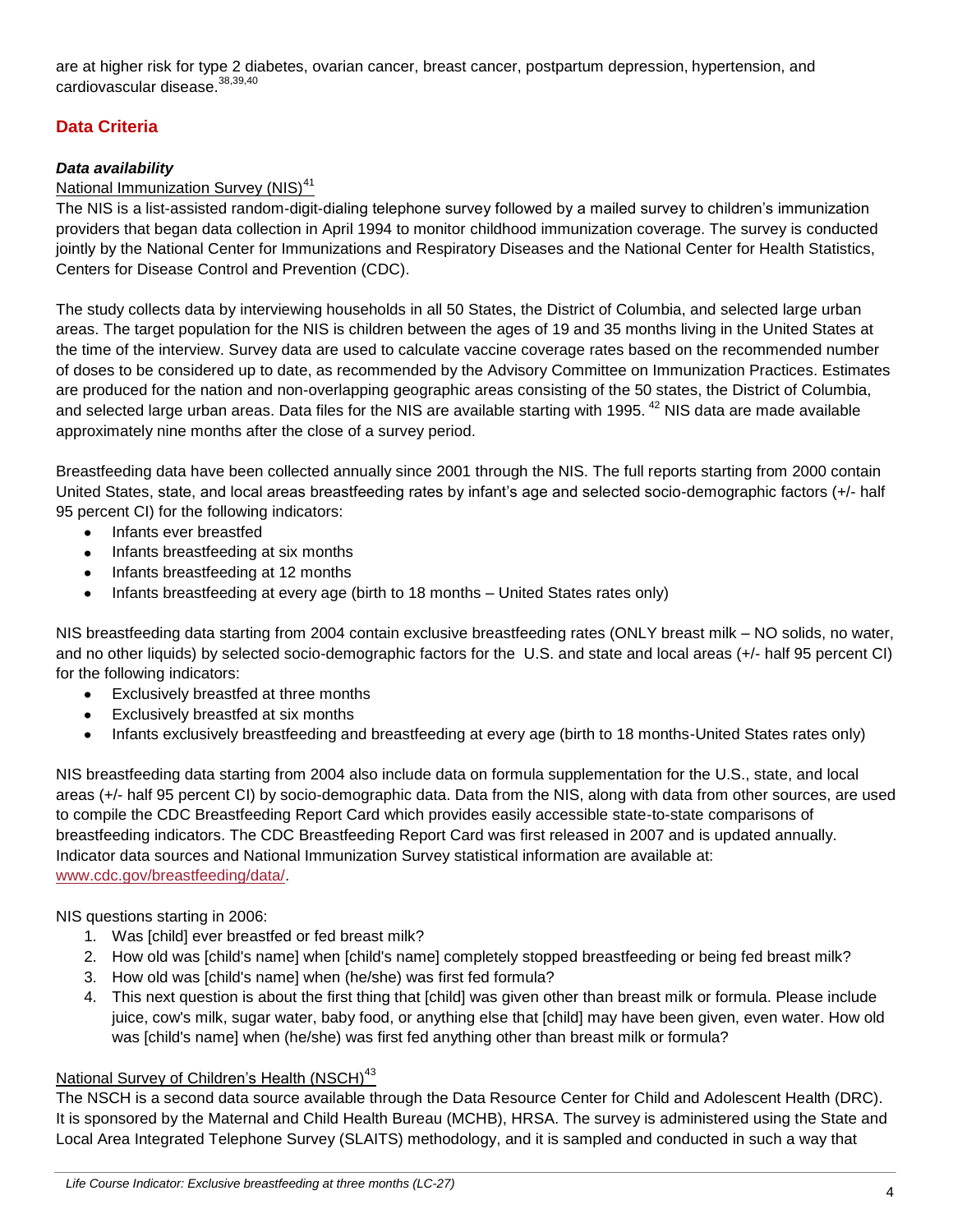are at higher risk for type 2 diabetes, ovarian cancer, breast cancer, postpartum depression, hypertension, and cardiovascular disease.[38,39,40]

## Data Criteria

### *Data availability*

National Immunization Survey (NIS)[41]

The NIS is a list-assisted random-digit-dialing telephone survey followed by a mailed survey to children's immunization providers that began data collection in April 1994 to monitor childhood immunization coverage. The survey is conducted jointly by the National Center for Immunizations and Respiratory Diseases and the National Center for Health Statistics, Centers for Disease Control and Prevention (CDC).

The study collects data by interviewing households in all 50 States, the District of Columbia, and selected large urban areas. The target population for the NIS is children between the ages of 19 and 35 months living in the United States at the time of the interview. Survey data are used to calculate vaccine coverage rates based on the recommended number of doses to be considered up to date, as recommended by the Advisory Committee on Immunization Practices. Estimates are produced for the nation and non-overlapping geographic areas consisting of the 50 states, the District of Columbia, and selected large urban areas. Data files for the NIS are available starting with 1995. [42] NIS data are made available approximately nine months after the close of a survey period.

Breastfeeding data have been collected annually since 2001 through the NIS. The full reports starting from 2000 contain United States, state, and local areas breastfeeding rates by infant's age and selected socio-demographic factors (+/- half 95 percent CI) for the following indicators:

- Infants ever breastfed
- Infants breastfeeding at six months
- Infants breastfeeding at 12 months
- Infants breastfeeding at every age (birth to 18 months – United States rates only)

NIS breastfeeding data starting from 2004 contain exclusive breastfeeding rates (ONLY breast milk – NO solids, no water, and no other liquids) by selected socio-demographic factors for the U.S. and state and local areas (+/- half 95 percent CI) for the following indicators:

- Exclusively breastfed at three months
- Exclusively breastfed at six months
- Infants exclusively breastfeeding and breastfeeding at every age (birth to 18 months-United States rates only)

NIS breastfeeding data starting from 2004 also include data on formula supplementation for the U.S., state, and local areas (+/- half 95 percent CI) by socio-demographic data. Data from the NIS, along with data from other sources, are used to compile the CDC Breastfeeding Report Card which provides easily accessible state-to-state comparisons of breastfeeding indicators. The CDC Breastfeeding Report Card was first released in 2007 and is updated annually. Indicator data sources and National Immunization Survey statistical information are available at: www.cdc.gov/breastfeeding/data/.

NIS questions starting in 2006:

1. Was [child] ever breastfed or fed breast milk?
2. How old was [child's name] when [child's name] completely stopped breastfeeding or being fed breast milk?
3. How old was [child's name] when (he/she) was first fed formula?
4. This next question is about the first thing that [child] was given other than breast milk or formula. Please include juice, cow's milk, sugar water, baby food, or anything else that [child] may have been given, even water. How old was [child's name] when (he/she) was first fed anything other than breast milk or formula?

National Survey of Children's Health (NSCH)[43]

The NSCH is a second data source available through the Data Resource Center for Child and Adolescent Health (DRC). It is sponsored by the Maternal and Child Health Bureau (MCHB), HRSA. The survey is administered using the State and Local Area Integrated Telephone Survey (SLAITS) methodology, and it is sampled and conducted in such a way that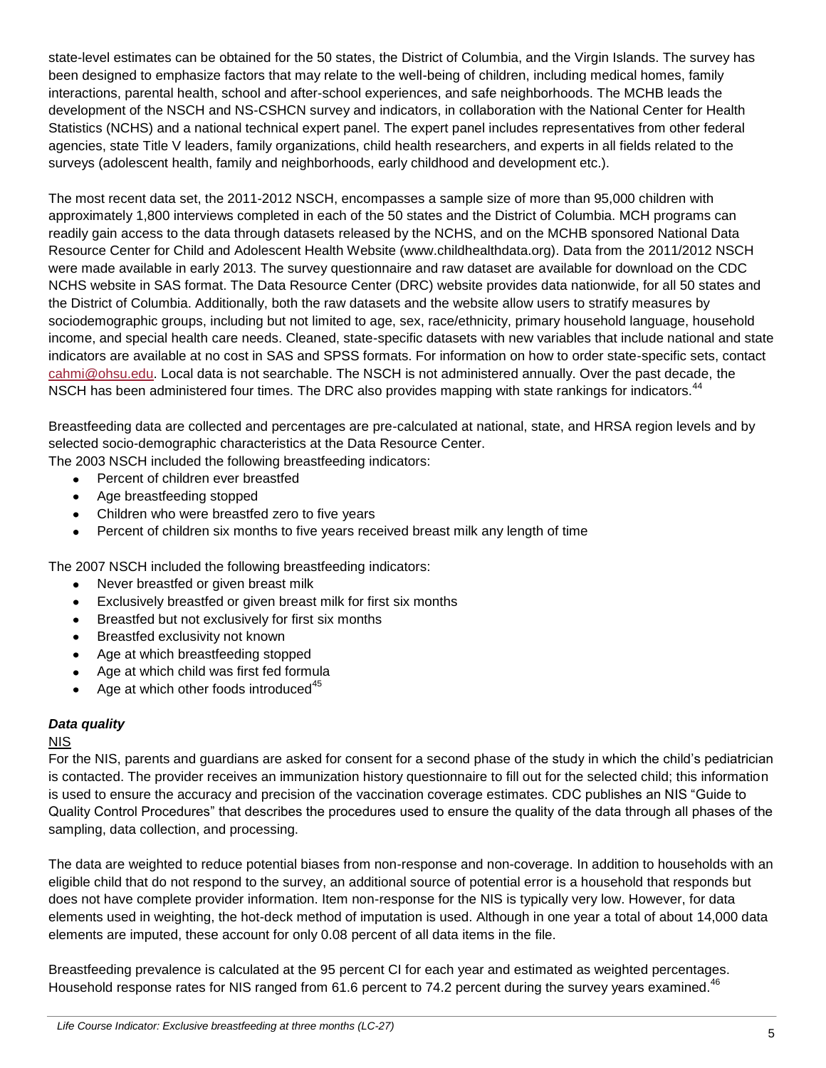state-level estimates can be obtained for the 50 states, the District of Columbia, and the Virgin Islands. The survey has been designed to emphasize factors that may relate to the well-being of children, including medical homes, family interactions, parental health, school and after-school experiences, and safe neighborhoods. The MCHB leads the development of the NSCH and NS-CSHCN survey and indicators, in collaboration with the National Center for Health Statistics (NCHS) and a national technical expert panel. The expert panel includes representatives from other federal agencies, state Title V leaders, family organizations, child health researchers, and experts in all fields related to the surveys (adolescent health, family and neighborhoods, early childhood and development etc.).

The most recent data set, the 2011-2012 NSCH, encompasses a sample size of more than 95,000 children with approximately 1,800 interviews completed in each of the 50 states and the District of Columbia. MCH programs can readily gain access to the data through datasets released by the NCHS, and on the MCHB sponsored National Data Resource Center for Child and Adolescent Health Website (www.childhealthdata.org). Data from the 2011/2012 NSCH were made available in early 2013. The survey questionnaire and raw dataset are available for download on the CDC NCHS website in SAS format. The Data Resource Center (DRC) website provides data nationwide, for all 50 states and the District of Columbia. Additionally, both the raw datasets and the website allow users to stratify measures by sociodemographic groups, including but not limited to age, sex, race/ethnicity, primary household language, household income, and special health care needs. Cleaned, state-specific datasets with new variables that include national and state indicators are available at no cost in SAS and SPSS formats. For information on how to order state-specific sets, contact cahmi@ohsu.edu. Local data is not searchable. The NSCH is not administered annually. Over the past decade, the NSCH has been administered four times. The DRC also provides mapping with state rankings for indicators.[44]

Breastfeeding data are collected and percentages are pre-calculated at national, state, and HRSA region levels and by selected socio-demographic characteristics at the Data Resource Center.
The 2003 NSCH included the following breastfeeding indicators:

- Percent of children ever breastfed
- Age breastfeeding stopped
- Children who were breastfed zero to five years
- Percent of children six months to five years received breast milk any length of time

The 2007 NSCH included the following breastfeeding indicators:

- Never breastfed or given breast milk
- Exclusively breastfed or given breast milk for first six months
- Breastfed but not exclusively for first six months
- Breastfed exclusivity not known
- Age at which breastfeeding stopped
- Age at which child was first fed formula
- Age at which other foods introduced[45]

### *Data quality*

NIS

For the NIS, parents and guardians are asked for consent for a second phase of the study in which the child's pediatrician is contacted. The provider receives an immunization history questionnaire to fill out for the selected child; this information is used to ensure the accuracy and precision of the vaccination coverage estimates. CDC publishes an NIS "Guide to Quality Control Procedures" that describes the procedures used to ensure the quality of the data through all phases of the sampling, data collection, and processing.

The data are weighted to reduce potential biases from non-response and non-coverage. In addition to households with an eligible child that do not respond to the survey, an additional source of potential error is a household that responds but does not have complete provider information. Item non-response for the NIS is typically very low. However, for data elements used in weighting, the hot-deck method of imputation is used. Although in one year a total of about 14,000 data elements are imputed, these account for only 0.08 percent of all data items in the file.

Breastfeeding prevalence is calculated at the 95 percent CI for each year and estimated as weighted percentages. Household response rates for NIS ranged from 61.6 percent to 74.2 percent during the survey years examined.[46]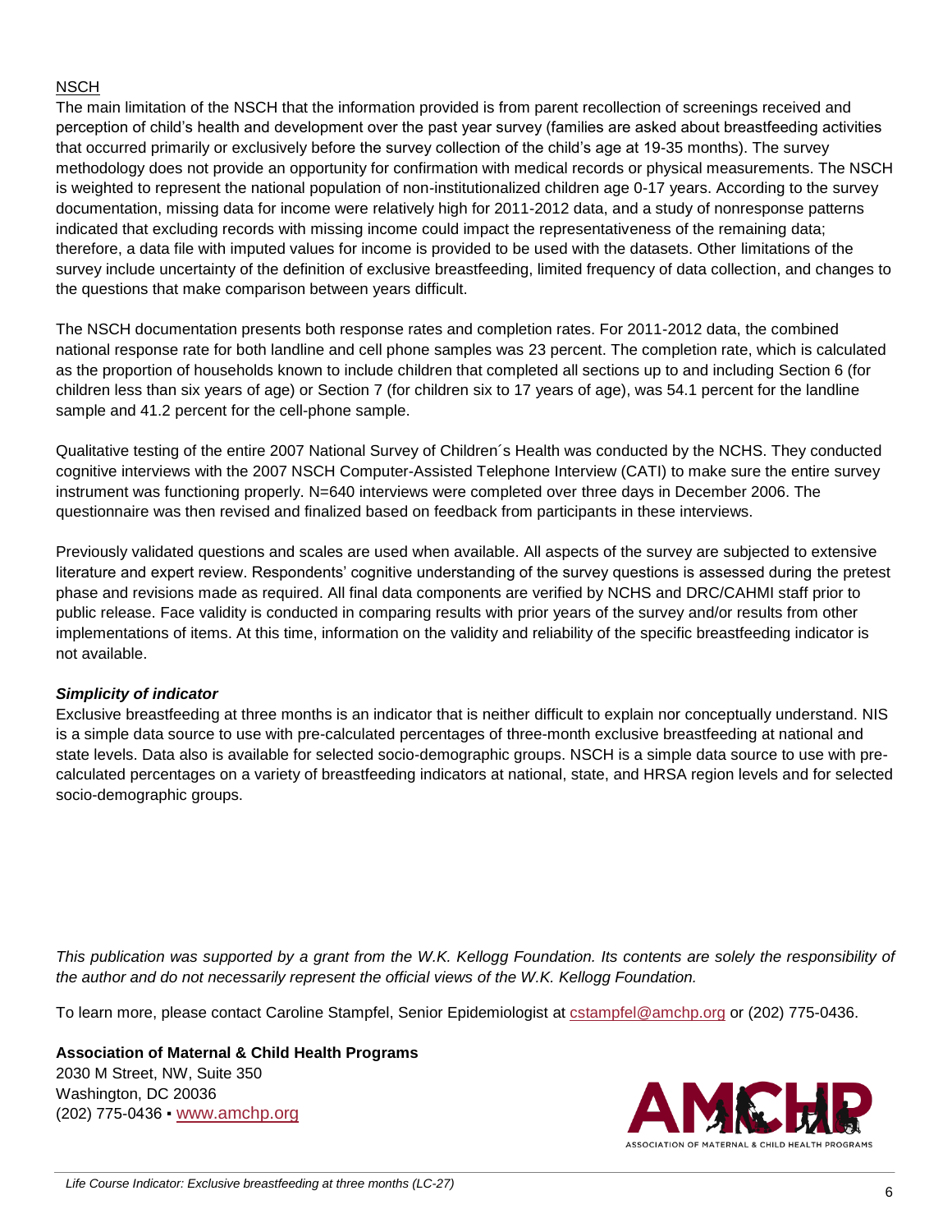NSCH

The main limitation of the NSCH that the information provided is from parent recollection of screenings received and perception of child's health and development over the past year survey (families are asked about breastfeeding activities that occurred primarily or exclusively before the survey collection of the child's age at 19-35 months). The survey methodology does not provide an opportunity for confirmation with medical records or physical measurements. The NSCH is weighted to represent the national population of non-institutionalized children age 0-17 years. According to the survey documentation, missing data for income were relatively high for 2011-2012 data, and a study of nonresponse patterns indicated that excluding records with missing income could impact the representativeness of the remaining data; therefore, a data file with imputed values for income is provided to be used with the datasets. Other limitations of the survey include uncertainty of the definition of exclusive breastfeeding, limited frequency of data collection, and changes to the questions that make comparison between years difficult.

The NSCH documentation presents both response rates and completion rates. For 2011-2012 data, the combined national response rate for both landline and cell phone samples was 23 percent. The completion rate, which is calculated as the proportion of households known to include children that completed all sections up to and including Section 6 (for children less than six years of age) or Section 7 (for children six to 17 years of age), was 54.1 percent for the landline sample and 41.2 percent for the cell-phone sample.

Qualitative testing of the entire 2007 National Survey of Children´s Health was conducted by the NCHS. They conducted cognitive interviews with the 2007 NSCH Computer-Assisted Telephone Interview (CATI) to make sure the entire survey instrument was functioning properly. N=640 interviews were completed over three days in December 2006. The questionnaire was then revised and finalized based on feedback from participants in these interviews.

Previously validated questions and scales are used when available. All aspects of the survey are subjected to extensive literature and expert review. Respondents' cognitive understanding of the survey questions is assessed during the pretest phase and revisions made as required. All final data components are verified by NCHS and DRC/CAHMI staff prior to public release. Face validity is conducted in comparing results with prior years of the survey and/or results from other implementations of items. At this time, information on the validity and reliability of the specific breastfeeding indicator is not available.

### *Simplicity of indicator*

Exclusive breastfeeding at three months is an indicator that is neither difficult to explain nor conceptually understand. NIS is a simple data source to use with pre-calculated percentages of three-month exclusive breastfeeding at national and state levels. Data also is available for selected socio-demographic groups. NSCH is a simple data source to use with pre-calculated percentages on a variety of breastfeeding indicators at national, state, and HRSA region levels and for selected socio-demographic groups.

*This publication was supported by a grant from the W.K. Kellogg Foundation. Its contents are solely the responsibility of the author and do not necessarily represent the official views of the W.K. Kellogg Foundation.*

To learn more, please contact Caroline Stampfel, Senior Epidemiologist at cstampfel@amchp.org or (202) 775-0436.

**Association of Maternal & Child Health Programs**
2030 M Street, NW, Suite 350
Washington, DC 20036
(202) 775-0436 ▪ www.amchp.org

AMCHP
ASSOCIATION OF MATERNAL & CHILD HEALTH PROGRAMS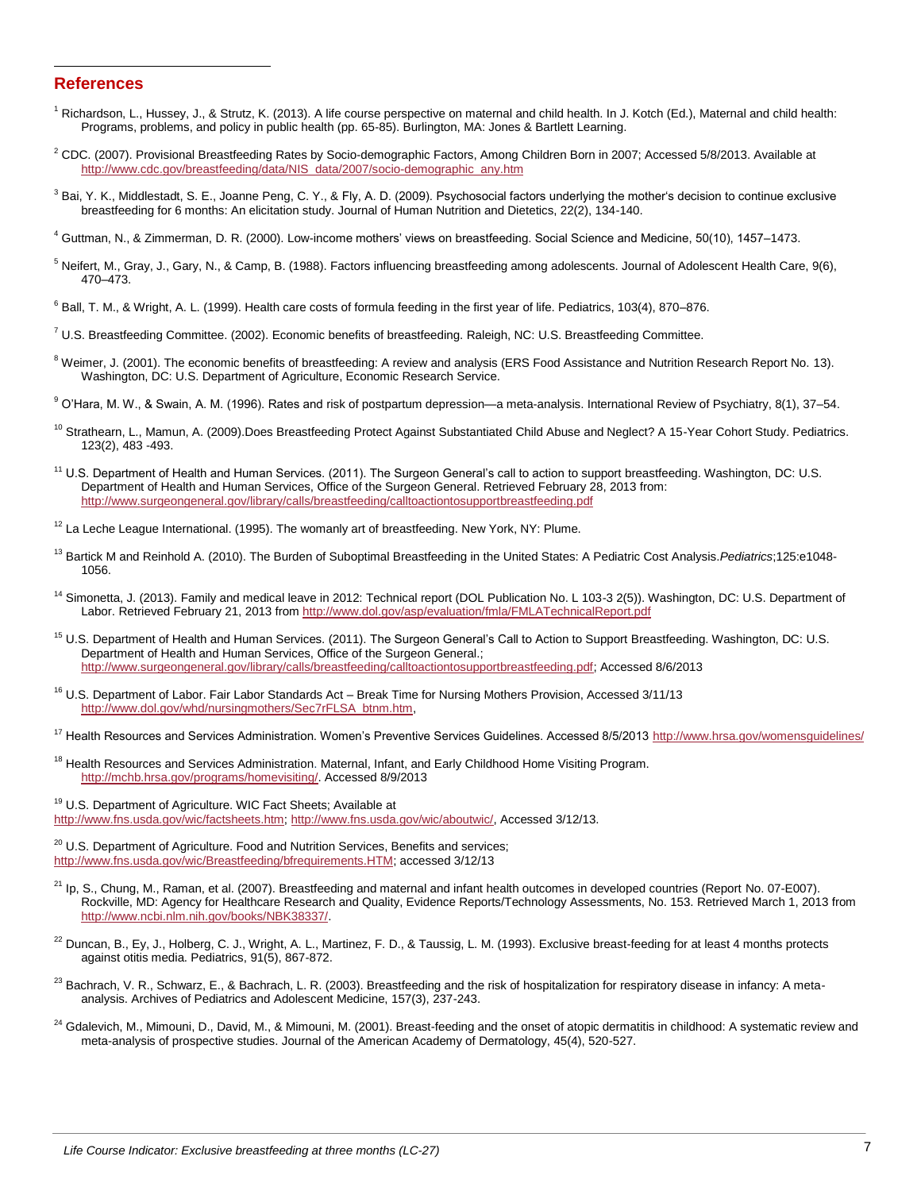## References

[1] Richardson, L., Hussey, J., & Strutz, K. (2013). A life course perspective on maternal and child health. In J. Kotch (Ed.), Maternal and child health: Programs, problems, and policy in public health (pp. 65-85). Burlington, MA: Jones & Bartlett Learning.

[2] CDC. (2007). Provisional Breastfeeding Rates by Socio-demographic Factors, Among Children Born in 2007; Accessed 5/8/2013. Available at http://www.cdc.gov/breastfeeding/data/NIS_data/2007/socio-demographic_any.htm

[3] Bai, Y. K., Middlestadt, S. E., Joanne Peng, C. Y., & Fly, A. D. (2009). Psychosocial factors underlying the mother's decision to continue exclusive breastfeeding for 6 months: An elicitation study. Journal of Human Nutrition and Dietetics, 22(2), 134-140.

[4] Guttman, N., & Zimmerman, D. R. (2000). Low-income mothers' views on breastfeeding. Social Science and Medicine, 50(10), 1457–1473.

[5] Neifert, M., Gray, J., Gary, N., & Camp, B. (1988). Factors influencing breastfeeding among adolescents. Journal of Adolescent Health Care, 9(6), 470–473.

[6] Ball, T. M., & Wright, A. L. (1999). Health care costs of formula feeding in the first year of life. Pediatrics, 103(4), 870–876.

[7] U.S. Breastfeeding Committee. (2002). Economic benefits of breastfeeding. Raleigh, NC: U.S. Breastfeeding Committee.

[8] Weimer, J. (2001). The economic benefits of breastfeeding: A review and analysis (ERS Food Assistance and Nutrition Research Report No. 13). Washington, DC: U.S. Department of Agriculture, Economic Research Service.

[9] O'Hara, M. W., & Swain, A. M. (1996). Rates and risk of postpartum depression—a meta-analysis. International Review of Psychiatry, 8(1), 37–54.

[10] Strathearn, L., Mamun, A. (2009).Does Breastfeeding Protect Against Substantiated Child Abuse and Neglect? A 15-Year Cohort Study. Pediatrics. 123(2), 483 -493.

[11] U.S. Department of Health and Human Services. (2011). The Surgeon General's call to action to support breastfeeding. Washington, DC: U.S. Department of Health and Human Services, Office of the Surgeon General. Retrieved February 28, 2013 from: http://www.surgeongeneral.gov/library/calls/breastfeeding/calltoactiontosupportbreastfeeding.pdf

[12] La Leche League International. (1995). The womanly art of breastfeeding. New York, NY: Plume.

[13] Bartick M and Reinhold A. (2010). The Burden of Suboptimal Breastfeeding in the United States: A Pediatric Cost Analysis.*Pediatrics*;125:e1048-1056.

[14] Simonetta, J. (2013). Family and medical leave in 2012: Technical report (DOL Publication No. L 103-3 2(5)). Washington, DC: U.S. Department of Labor. Retrieved February 21, 2013 from http://www.dol.gov/asp/evaluation/fmla/FMLATechnicalReport.pdf

[15] U.S. Department of Health and Human Services. (2011). The Surgeon General's Call to Action to Support Breastfeeding. Washington, DC: U.S. Department of Health and Human Services, Office of the Surgeon General.; http://www.surgeongeneral.gov/library/calls/breastfeeding/calltoactiontosupportbreastfeeding.pdf; Accessed 8/6/2013

[16] U.S. Department of Labor. Fair Labor Standards Act – Break Time for Nursing Mothers Provision, Accessed 3/11/13 http://www.dol.gov/whd/nursingmothers/Sec7rFLSA_btnm.htm,

[17] Health Resources and Services Administration. Women's Preventive Services Guidelines. Accessed 8/5/2013 http://www.hrsa.gov/womensguidelines/

[18] Health Resources and Services Administration. Maternal, Infant, and Early Childhood Home Visiting Program. http://mchb.hrsa.gov/programs/homevisiting/. Accessed 8/9/2013

[19] U.S. Department of Agriculture. WIC Fact Sheets; Available at http://www.fns.usda.gov/wic/factsheets.htm; http://www.fns.usda.gov/wic/aboutwic/, Accessed 3/12/13.

[20] U.S. Department of Agriculture. Food and Nutrition Services, Benefits and services; http://www.fns.usda.gov/wic/Breastfeeding/bfrequirements.HTM; accessed 3/12/13

[21] Ip, S., Chung, M., Raman, et al. (2007). Breastfeeding and maternal and infant health outcomes in developed countries (Report No. 07-E007). Rockville, MD: Agency for Healthcare Research and Quality, Evidence Reports/Technology Assessments, No. 153. Retrieved March 1, 2013 from http://www.ncbi.nlm.nih.gov/books/NBK38337/.

[22] Duncan, B., Ey, J., Holberg, C. J., Wright, A. L., Martinez, F. D., & Taussig, L. M. (1993). Exclusive breast-feeding for at least 4 months protects against otitis media. Pediatrics, 91(5), 867-872.

[23] Bachrach, V. R., Schwarz, E., & Bachrach, L. R. (2003). Breastfeeding and the risk of hospitalization for respiratory disease in infancy: A meta-analysis. Archives of Pediatrics and Adolescent Medicine, 157(3), 237-243.

[24] Gdalevich, M., Mimouni, D., David, M., & Mimouni, M. (2001). Breast-feeding and the onset of atopic dermatitis in childhood: A systematic review and meta-analysis of prospective studies. Journal of the American Academy of Dermatology, 45(4), 520-527.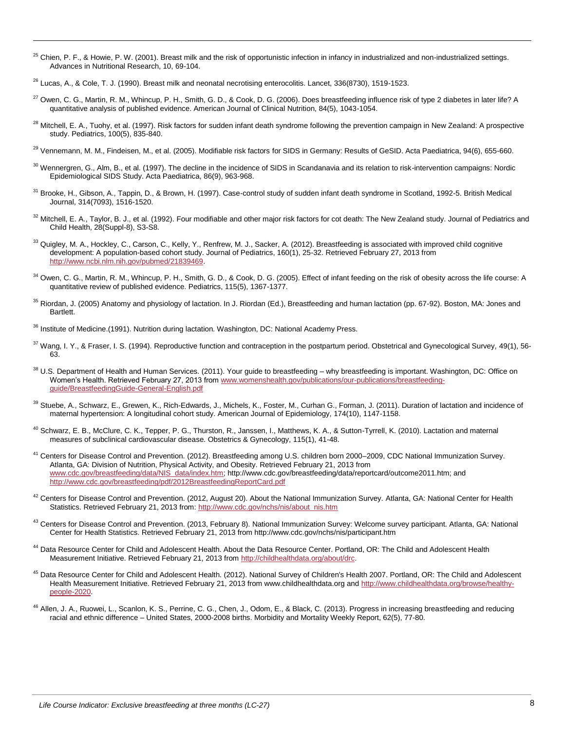[25] Chien, P. F., & Howie, P. W. (2001). Breast milk and the risk of opportunistic infection in infancy in industrialized and non-industrialized settings. Advances in Nutritional Research, 10, 69-104.

[26] Lucas, A., & Cole, T. J. (1990). Breast milk and neonatal necrotising enterocolitis. Lancet, 336(8730), 1519-1523.

[27] Owen, C. G., Martin, R. M., Whincup, P. H., Smith, G. D., & Cook, D. G. (2006). Does breastfeeding influence risk of type 2 diabetes in later life? A quantitative analysis of published evidence. American Journal of Clinical Nutrition, 84(5), 1043-1054.

[28] Mitchell, E. A., Tuohy, et al. (1997). Risk factors for sudden infant death syndrome following the prevention campaign in New Zealand: A prospective study. Pediatrics, 100(5), 835-840.

[29] Vennemann, M. M., Findeisen, M., et al. (2005). Modifiable risk factors for SIDS in Germany: Results of GeSID. Acta Paediatrica, 94(6), 655-660.

[30] Wennergren, G., Alm, B., et al. (1997). The decline in the incidence of SIDS in Scandanavia and its relation to risk-intervention campaigns: Nordic Epidemiological SIDS Study. Acta Paediatrica, 86(9), 963-968.

[31] Brooke, H., Gibson, A., Tappin, D., & Brown, H. (1997). Case-control study of sudden infant death syndrome in Scotland, 1992-5. British Medical Journal, 314(7093), 1516-1520.

[32] Mitchell, E. A., Taylor, B. J., et al. (1992). Four modifiable and other major risk factors for cot death: The New Zealand study. Journal of Pediatrics and Child Health, 28(Suppl-8), S3-S8.

[33] Quigley, M. A., Hockley, C., Carson, C., Kelly, Y., Renfrew, M. J., Sacker, A. (2012). Breastfeeding is associated with improved child cognitive development: A population-based cohort study. Journal of Pediatrics, 160(1), 25-32. Retrieved February 27, 2013 from http://www.ncbi.nlm.nih.gov/pubmed/21839469.

[34] Owen, C. G., Martin, R. M., Whincup, P. H., Smith, G. D., & Cook, D. G. (2005). Effect of infant feeding on the risk of obesity across the life course: A quantitative review of published evidence. Pediatrics, 115(5), 1367-1377.

[35] Riordan, J. (2005) Anatomy and physiology of lactation. In J. Riordan (Ed.), Breastfeeding and human lactation (pp. 67-92). Boston, MA: Jones and Bartlett.

[36] Institute of Medicine.(1991). Nutrition during lactation. Washington, DC: National Academy Press.

[37] Wang, I. Y., & Fraser, I. S. (1994). Reproductive function and contraception in the postpartum period. Obstetrical and Gynecological Survey, 49(1), 56-63.

[38] U.S. Department of Health and Human Services. (2011). Your guide to breastfeeding – why breastfeeding is important. Washington, DC: Office on Women's Health. Retrieved February 27, 2013 from www.womenshealth.gov/publications/our-publications/breastfeeding-guide/BreastfeedingGuide-General-English.pdf

[39] Stuebe, A., Schwarz, E., Grewen, K., Rich-Edwards, J., Michels, K., Foster, M., Curhan G., Forman, J. (2011). Duration of lactation and incidence of maternal hypertension: A longitudinal cohort study. American Journal of Epidemiology, 174(10), 1147-1158.

[40] Schwarz, E. B., McClure, C. K., Tepper, P. G., Thurston, R., Janssen, I., Matthews, K. A., & Sutton-Tyrrell, K. (2010). Lactation and maternal measures of subclinical cardiovascular disease. Obstetrics & Gynecology, 115(1), 41-48.

[41] Centers for Disease Control and Prevention. (2012). Breastfeeding among U.S. children born 2000–2009, CDC National Immunization Survey. Atlanta, GA: Division of Nutrition, Physical Activity, and Obesity. Retrieved February 21, 2013 from www.cdc.gov/breastfeeding/data/NIS_data/index.htm; http://www.cdc.gov/breastfeeding/data/reportcard/outcome2011.htm; and http://www.cdc.gov/breastfeeding/pdf/2012BreastfeedingReportCard.pdf

[42] Centers for Disease Control and Prevention. (2012, August 20). About the National Immunization Survey. Atlanta, GA: National Center for Health Statistics. Retrieved February 21, 2013 from: http://www.cdc.gov/nchs/nis/about_nis.htm

[43] Centers for Disease Control and Prevention. (2013, February 8). National Immunization Survey: Welcome survey participant. Atlanta, GA: National Center for Health Statistics. Retrieved February 21, 2013 from http://www.cdc.gov/nchs/nis/participant.htm

[44] Data Resource Center for Child and Adolescent Health. About the Data Resource Center. Portland, OR: The Child and Adolescent Health Measurement Initiative. Retrieved February 21, 2013 from http://childhealthdata.org/about/drc.

[45] Data Resource Center for Child and Adolescent Health. (2012). National Survey of Children's Health 2007. Portland, OR: The Child and Adolescent Health Measurement Initiative. Retrieved February 21, 2013 from www.childhealthdata.org and http://www.childhealthdata.org/browse/healthy-people-2020.

[46] Allen, J. A., Ruowei, L., Scanlon, K. S., Perrine, C. G., Chen, J., Odom, E., & Black, C. (2013). Progress in increasing breastfeeding and reducing racial and ethnic difference – United States, 2000-2008 births. Morbidity and Mortality Weekly Report, 62(5), 77-80.